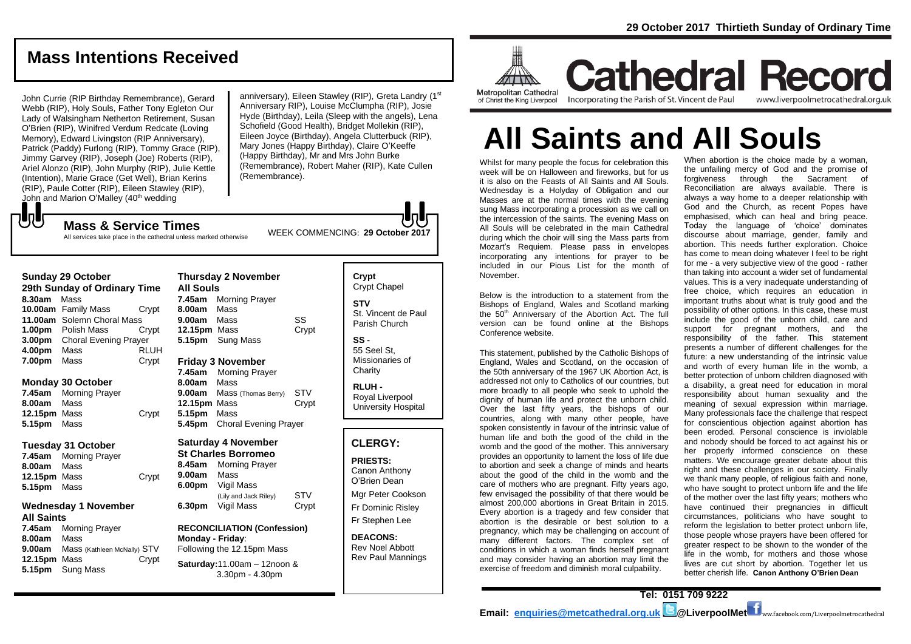# Mass Intentions Received

John Currie (RIP Birthday Remembrance), Gerard Webb (RIP), Holy Souls, Father Tony Egleton Our Lady of Walsingham Netherton Retirement, Susan O'Brien (RIP), Winifred Verdum Redcate (Loving Memory), Edward Livingston (RIP Anniversary), Patrick (Paddy) Furlong (RIP), Tommy Grace (RIP), Jimmy Garvey (RIP), Joseph (Joe) Roberts (RIP), Ariel Alonzo (RIP), John Murphy (RIP), Julie Kettle (Intention), Marie Grace (Get Well), Brian Kerins (RIP), Paule Cotter (RIP), Eileen Stawley (RIP), John and Marion O'Malley (40th wedding anniversary), Eileen Stawley (RIP), Greta Landry (1st Anniversary RIP), Louise McClumpha (RIP), Josie Hyde (Birthday), Leila (Sleep with the angels), Lena Schofield (Good Health), Bridget Mollekin (RIP), Eileen Joyce (Birthday), Angela Clutterbuck (RIP), Mary Jones (Happy Birthday), Claire O'Keeffe (Happy Birthday), Mr and Mrs John Burke (Remembrance), Robert Maher (RIP), Kate Cullen (Remembrance).

## Mass & Service Times

All services take place in the cathedral unless marked otherwise

WEEK COMMENCING: **29 October 2017**

### Sunday 29 October
**29th Sunday of Ordinary Time**

**8.30am** Mass
**10.00am** Family Mass — Crypt
**11.00am** Solemn Choral Mass
**1.00pm** Polish Mass — Crypt
**3.00pm** Choral Evening Prayer
**4.00pm** Mass — RLUH
**7.00pm** Mass — Crypt

### Monday 30 October

**7.45am** Morning Prayer
**8.00am** Mass
**12.15pm** Mass — Crypt
**5.15pm** Mass

### Tuesday 31 October

**7.45am** Morning Prayer
**8.00am** Mass
**12.15pm** Mass — Crypt
**5.15pm** Mass

### Wednesday 1 November
**All Saints**

**7.45am** Morning Prayer
**8.00am** Mass
**9.00am** Mass (Kathleen McNally) STV
**12.15pm** Mass — Crypt
**5.15pm** Sung Mass

### Thursday 2 November
**All Souls**

**7.45am** Morning Prayer
**8.00am** Mass
**9.00am** Mass — SS
**12.15pm** Mass — Crypt
**5.15pm** Sung Mass

### Friday 3 November

**7.45am** Morning Prayer
**8.00am** Mass
**9.00am** Mass (Thomas Berry) — STV
**12.15pm** Mass — Crypt
**5.15pm** Mass
**5.45pm** Choral Evening Prayer

### Saturday 4 November
**St Charles Borromeo**

**8.45am** Morning Prayer
**9.00am** Mass
**6.00pm** Vigil Mass (Lily and Jack Riley) — STV
**6.30pm** Vigil Mass — Crypt

**RECONCILIATION (Confession)**
**Monday - Friday**: Following the 12.15pm Mass
**Saturday:** 11.00am – 12noon & 3.30pm - 4.30pm

**Crypt**
Crypt Chapel

**STV**
St. Vincent de Paul Parish Church

**SS -**
55 Seel St, Missionaries of Charity

**RLUH -**
Royal Liverpool University Hospital

## CLERGY:

**PRIESTS:**
Canon Anthony O'Brien Dean
Mgr Peter Cookson
Fr Dominic Risley
Fr Stephen Lee

**DEACONS:**
Rev Noel Abbott
Rev Paul Mannings

**29 October 2017 Thirtieth Sunday of Ordinary Time**

Metropolitan Cathedral of Christ the King Liverpool

# Cathedral Record

Incorporating the Parish of St. Vincent de Paul — www.liverpoolmetrocathedral.org.uk

# All Saints and All Souls

Whilst for many people the focus for celebration this week will be on Halloween and fireworks, but for us it is also on the Feasts of All Saints and All Souls. Wednesday is a Holyday of Obligation and our Masses are at the normal times with the evening sung Mass incorporating a procession as we call on the intercession of the saints. The evening Mass on All Souls will be celebrated in the main Cathedral during which the choir will sing the Mass parts from Mozart's Requiem. Please pass in envelopes incorporating any intentions for prayer to be included in our Pious List for the month of November.

Below is the introduction to a statement from the Bishops of England, Wales and Scotland marking the 50th Anniversary of the Abortion Act. The full version can be found online at the Bishops Conference website.

This statement, published by the Catholic Bishops of England, Wales and Scotland, on the occasion of the 50th anniversary of the 1967 UK Abortion Act, is addressed not only to Catholics of our countries, but more broadly to all people who seek to uphold the dignity of human life and protect the unborn child. Over the last fifty years, the bishops of our countries, along with many other people, have spoken consistently in favour of the intrinsic value of human life and both the good of the child in the womb and the good of the mother. This anniversary provides an opportunity to lament the loss of life due to abortion and seek a change of minds and hearts about the good of the child in the womb and the care of mothers who are pregnant. Fifty years ago, few envisaged the possibility of that there would be almost 200,000 abortions in Great Britain in 2015. Every abortion is a tragedy and few consider that abortion is the desirable or best solution to a pregnancy, which may be challenging on account of many different factors. The complex set of conditions in which a woman finds herself pregnant and may consider having an abortion may limit the exercise of freedom and diminish moral culpability. When abortion is the choice made by a woman, the unfailing mercy of God and the promise of forgiveness through the Sacrament of Reconciliation are always available. There is always a way home to a deeper relationship with God and the Church, as recent Popes have emphasised, which can heal and bring peace. Today the language of 'choice' dominates discourse about marriage, gender, family and abortion. This needs further exploration. Choice has come to mean doing whatever I feel to be right for me - a very subjective view of the good - rather than taking into account a wider set of fundamental values. This is a very inadequate understanding of free choice, which requires an education in important truths about what is truly good and the possibility of other options. In this case, these must include the good of the unborn child, care and support for pregnant mothers, and the responsibility of the father. This statement presents a number of different challenges for the future: a new understanding of the intrinsic value and worth of every human life in the womb, a better protection of unborn children diagnosed with a disability, a great need for education in moral responsibility about human sexuality and the meaning of sexual expression within marriage. Many professionals face the challenge that respect for conscientious objection against abortion has been eroded. Personal conscience is inviolable and nobody should be forced to act against his or her properly informed conscience on these matters. We encourage greater debate about this right and these challenges in our society. Finally we thank many people, of religious faith and none, who have sought to protect unborn life and the life of the mother over the last fifty years; mothers who have continued their pregnancies in difficult circumstances, politicians who have sought to reform the legislation to better protect unborn life, those people whose prayers have been offered for greater respect to be shown to the wonder of the life in the womb, for mothers and those whose lives are cut short by abortion. Together let us better cherish life. **Canon Anthony O'Brien Dean**

**Tel: 0151 709 9222**

**Email: enquiries@metcathedral.org.uk @LiverpoolMet** www.facebook.com/Liverpoolmetrocathedral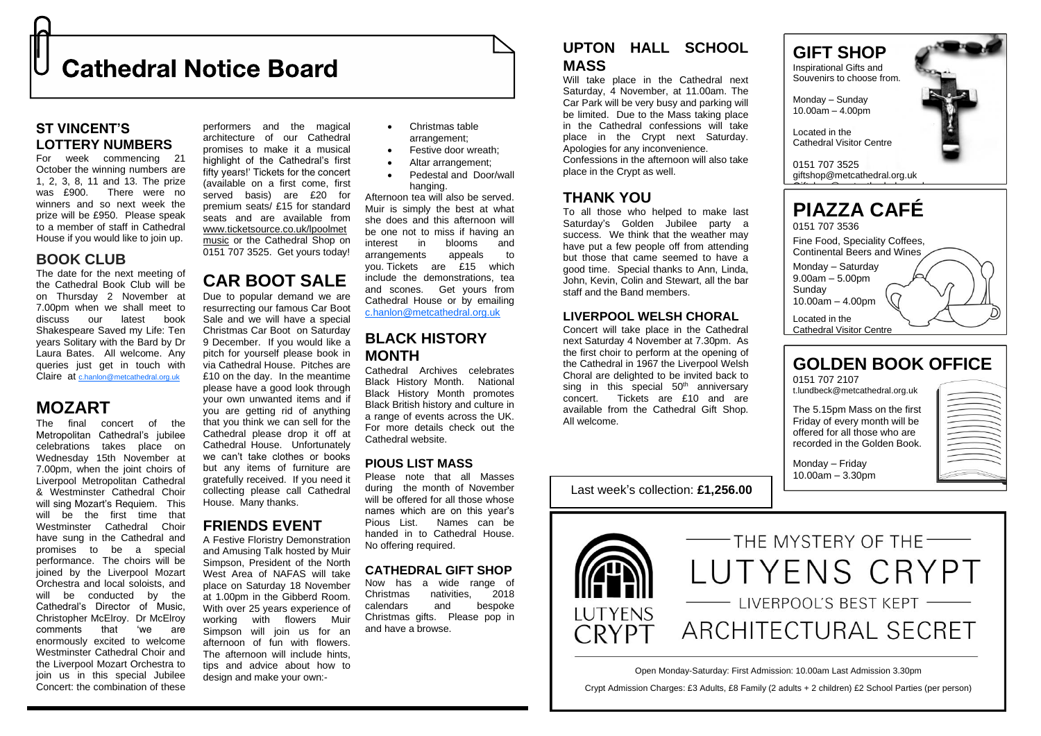# Cathedral Notice Board

## ST VINCENT'S LOTTERY NUMBERS

For week commencing 21 October the winning numbers are 1, 2, 3, 8, 11 and 13. The prize was £900. There were no winners and so next week the prize will be £950. Please speak to a member of staff in Cathedral House if you would like to join up.

## BOOK CLUB

The date for the next meeting of the Cathedral Book Club will be on Thursday 2 November at 7.00pm when we shall meet to discuss our latest book Shakespeare Saved my Life: Ten years Solitary with the Bard by Dr Laura Bates. All welcome. Any queries just get in touch with Claire at c.hanlon@metcathedral.org.uk

## MOZART

The final concert of the Metropolitan Cathedral's jubilee celebrations takes place on Wednesday 15th November at 7.00pm, when the joint choirs of Liverpool Metropolitan Cathedral & Westminster Cathedral Choir will sing Mozart's Requiem. This will be the first time that Westminster Cathedral Choir have sung in the Cathedral and promises to be a special performance. The choirs will be joined by the Liverpool Mozart Orchestra and local soloists, and will be conducted by the Cathedral's Director of Music, Christopher McElroy. Dr McElroy comments that 'we are enormously excited to welcome Westminster Cathedral Choir and the Liverpool Mozart Orchestra to join us in this special Jubilee Concert: the combination of these performers and the magical architecture of our Cathedral promises to make it a musical highlight of the Cathedral's first fifty years!' Tickets for the concert (available on a first come, first served basis) are £20 for premium seats/ £15 for standard seats and are available from www.ticketsource.co.uk/lpoolmetmusic or the Cathedral Shop on 0151 707 3525. Get yours today!

## CAR BOOT SALE

Due to popular demand we are resurrecting our famous Car Boot Sale and we will have a special Christmas Car Boot on Saturday 9 December. If you would like a pitch for yourself please book in via Cathedral House. Pitches are £10 on the day. In the meantime please have a good look through your own unwanted items and if you are getting rid of anything that you think we can sell for the Cathedral please drop it off at Cathedral House. Unfortunately we can't take clothes or books but any items of furniture are gratefully received. If you need it collecting please call Cathedral House. Many thanks.

## FRIENDS EVENT

A Festive Floristry Demonstration and Amusing Talk hosted by Muir Simpson, President of the North West Area of NAFAS will take place on Saturday 18 November at 1.00pm in the Gibberd Room. With over 25 years experience of working with flowers Muir Simpson will join us for an afternoon of fun with flowers. The afternoon will include hints, tips and advice about how to design and make your own:-

- Christmas table arrangement;
- Festive door wreath;
- Altar arrangement;
- Pedestal and Door/wall hanging.

Afternoon tea will also be served. Muir is simply the best at what she does and this afternoon will be one not to miss if having an interest in blooms and arrangements appeals to you. Tickets are £15 which include the demonstrations, tea and scones. Get yours from Cathedral House or by emailing c.hanlon@metcathedral.org.uk

## BLACK HISTORY MONTH

Cathedral Archives celebrates Black History Month. National Black History Month promotes Black British history and culture in a range of events across the UK. For more details check out the Cathedral website.

### PIOUS LIST MASS

Please note that all Masses during the month of November will be offered for all those whose names which are on this year's Pious List. Names can be handed in to Cathedral House. No offering required.

### CATHEDRAL GIFT SHOP

Now has a wide range of Christmas nativities, 2018 calendars and bespoke Christmas gifts. Please pop in and have a browse.

## UPTON HALL SCHOOL MASS

Will take place in the Cathedral next Saturday, 4 November, at 11.00am. The Car Park will be very busy and parking will be limited. Due to the Mass taking place in the Cathedral confessions will take place in the Crypt next Saturday. Apologies for any inconvenience. Confessions in the afternoon will also take place in the Crypt as well.

## THANK YOU

To all those who helped to make last Saturday's Golden Jubilee party a success. We think that the weather may have put a few people off from attending but those that came seemed to have a good time. Special thanks to Ann, Linda, John, Kevin, Colin and Stewart, all the bar staff and the Band members.

### LIVERPOOL WELSH CHORAL

Concert will take place in the Cathedral next Saturday 4 November at 7.30pm. As the first choir to perform at the opening of the Cathedral in 1967 the Liverpool Welsh Choral are delighted to be invited back to sing in this special 50th anniversary concert. Tickets are £10 and are available from the Cathedral Gift Shop. All welcome.

Last week's collection: **£1,256.00**

## GIFT SHOP

Inspirational Gifts and Souvenirs to choose from.

Monday – Sunday
10.00am – 4.00pm

Located in the Cathedral Visitor Centre

0151 707 3525
giftshop@metcathedral.org.uk

## PIAZZA CAFÉ

0151 707 3536

Fine Food, Speciality Coffees, Continental Beers and Wines

Monday – Saturday
9.00am – 5.00pm
Sunday
10.00am – 4.00pm

Located in the Cathedral Visitor Centre

## GOLDEN BOOK OFFICE

0151 707 2107
t.lundbeck@metcathedral.org.uk

The 5.15pm Mass on the first Friday of every month will be offered for all those who are recorded in the Golden Book.

Monday – Friday
10.00am – 3.30pm

LUTYENS CRYPT

THE MYSTERY OF THE LUTYENS CRYPT — LIVERPOOL'S BEST KEPT ARCHITECTURAL SECRET

Open Monday-Saturday: First Admission: 10.00am Last Admission 3.30pm

Crypt Admission Charges: £3 Adults, £8 Family (2 adults + 2 children) £2 School Parties (per person)